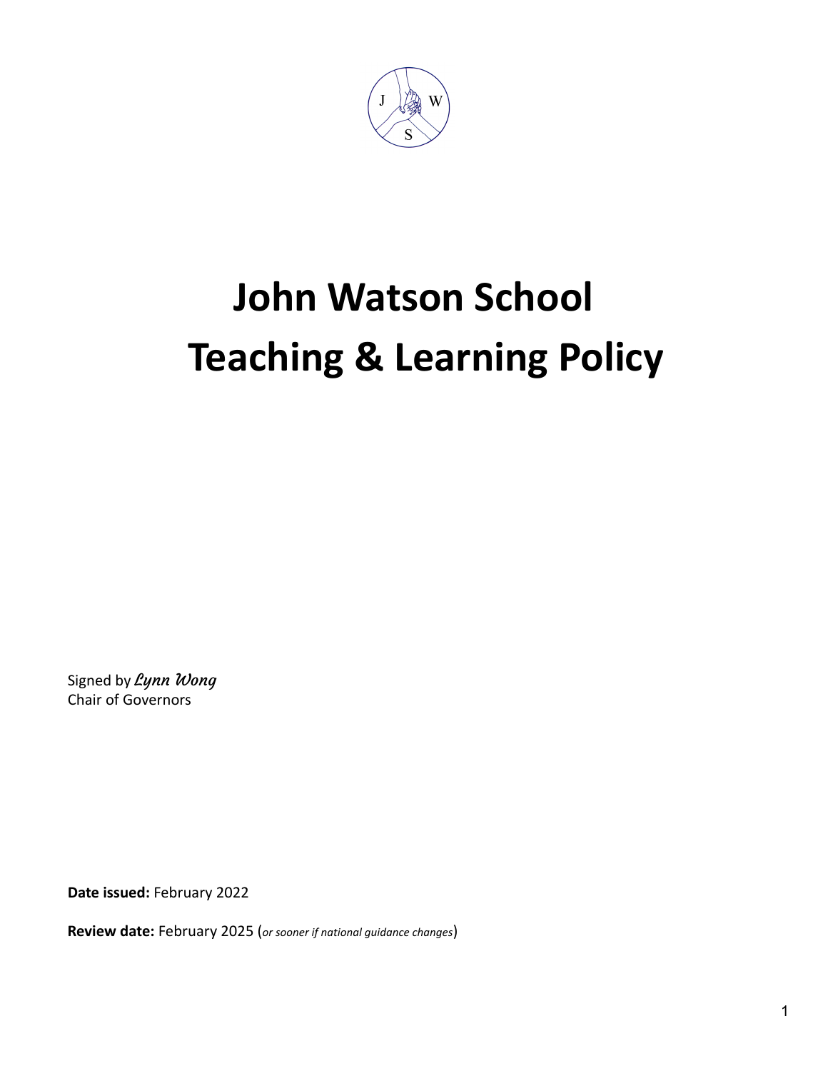# John Watson School
# Teaching & Learning Policy

Signed by *Lynn Wong*
Chair of Governors

**Date issued:** February 2022

**Review date:** February 2025 (*or sooner if national guidance changes*)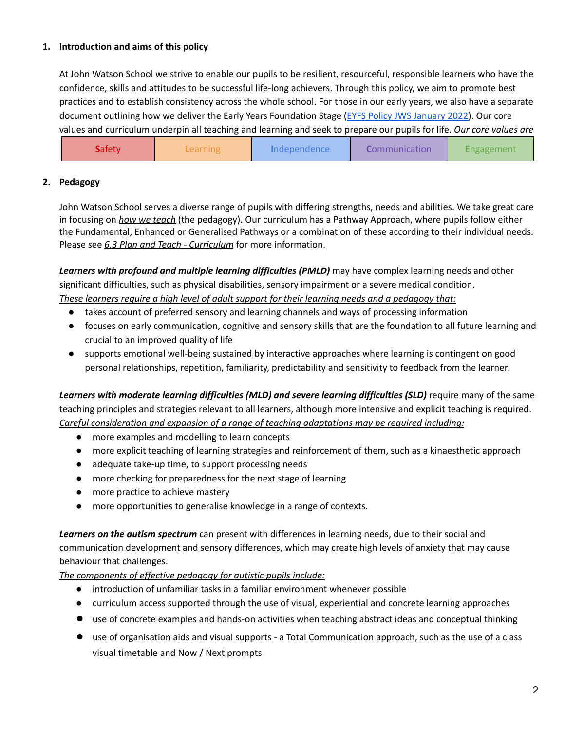## 1. Introduction and aims of this policy

At John Watson School we strive to enable our pupils to be resilient, resourceful, responsible learners who have the confidence, skills and attitudes to be successful life-long achievers. Through this policy, we aim to promote best practices and to establish consistency across the whole school. For those in our early years, we also have a separate document outlining how we deliver the Early Years Foundation Stage (EYFS Policy JWS January 2022). Our core values and curriculum underpin all teaching and learning and seek to prepare our pupils for life. *Our core values are*

| Safety | Learning | Independence | Communication | Engagement |
|---|---|---|---|---|

## 2. Pedagogy

John Watson School serves a diverse range of pupils with differing strengths, needs and abilities. We take great care in focusing on *how we teach* (the pedagogy). Our curriculum has a Pathway Approach, where pupils follow either the Fundamental, Enhanced or Generalised Pathways or a combination of these according to their individual needs. Please see *6.3 Plan and Teach - Curriculum* for more information.

***Learners with profound and multiple learning difficulties (PMLD)*** may have complex learning needs and other significant difficulties, such as physical disabilities, sensory impairment or a severe medical condition.
*These learners require a high level of adult support for their learning needs and a pedagogy that:*

- takes account of preferred sensory and learning channels and ways of processing information
- focuses on early communication, cognitive and sensory skills that are the foundation to all future learning and crucial to an improved quality of life
- supports emotional well-being sustained by interactive approaches where learning is contingent on good personal relationships, repetition, familiarity, predictability and sensitivity to feedback from the learner.

***Learners with moderate learning difficulties (MLD) and severe learning difficulties (SLD)*** require many of the same teaching principles and strategies relevant to all learners, although more intensive and explicit teaching is required.
*Careful consideration and expansion of a range of teaching adaptations may be required including:*

- more examples and modelling to learn concepts
- more explicit teaching of learning strategies and reinforcement of them, such as a kinaesthetic approach
- adequate take-up time, to support processing needs
- more checking for preparedness for the next stage of learning
- more practice to achieve mastery
- more opportunities to generalise knowledge in a range of contexts.

***Learners on the autism spectrum*** can present with differences in learning needs, due to their social and communication development and sensory differences, which may create high levels of anxiety that may cause behaviour that challenges.
*The components of effective pedagogy for autistic pupils include:*

- introduction of unfamiliar tasks in a familiar environment whenever possible
- curriculum access supported through the use of visual, experiential and concrete learning approaches
- use of concrete examples and hands-on activities when teaching abstract ideas and conceptual thinking
- use of organisation aids and visual supports - a Total Communication approach, such as the use of a class visual timetable and Now / Next prompts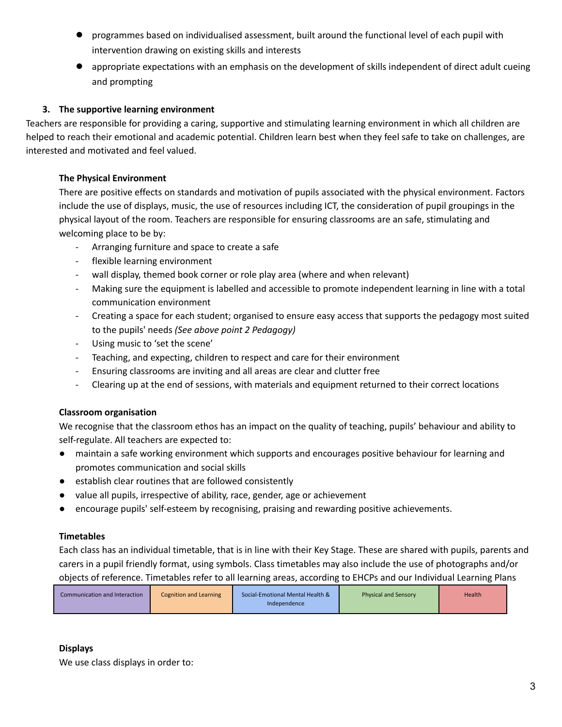- programmes based on individualised assessment, built around the functional level of each pupil with intervention drawing on existing skills and interests
- appropriate expectations with an emphasis on the development of skills independent of direct adult cueing and prompting

### 3. The supportive learning environment

Teachers are responsible for providing a caring, supportive and stimulating learning environment in which all children are helped to reach their emotional and academic potential. Children learn best when they feel safe to take on challenges, are interested and motivated and feel valued.

**The Physical Environment**

There are positive effects on standards and motivation of pupils associated with the physical environment. Factors include the use of displays, music, the use of resources including ICT, the consideration of pupil groupings in the physical layout of the room. Teachers are responsible for ensuring classrooms are an safe, stimulating and welcoming place to be by:

- Arranging furniture and space to create a safe
- flexible learning environment
- wall display, themed book corner or role play area (where and when relevant)
- Making sure the equipment is labelled and accessible to promote independent learning in line with a total communication environment
- Creating a space for each student; organised to ensure easy access that supports the pedagogy most suited to the pupils' needs *(See above point 2 Pedagogy)*
- Using music to 'set the scene'
- Teaching, and expecting, children to respect and care for their environment
- Ensuring classrooms are inviting and all areas are clear and clutter free
- Clearing up at the end of sessions, with materials and equipment returned to their correct locations

**Classroom organisation**

We recognise that the classroom ethos has an impact on the quality of teaching, pupils' behaviour and ability to self-regulate. All teachers are expected to:

- maintain a safe working environment which supports and encourages positive behaviour for learning and promotes communication and social skills
- establish clear routines that are followed consistently
- value all pupils, irrespective of ability, race, gender, age or achievement
- encourage pupils' self-esteem by recognising, praising and rewarding positive achievements.

**Timetables**

Each class has an individual timetable, that is in line with their Key Stage. These are shared with pupils, parents and carers in a pupil friendly format, using symbols. Class timetables may also include the use of photographs and/or objects of reference. Timetables refer to all learning areas, according to EHCPs and our Individual Learning Plans

| Communication and Interaction | Cognition and Learning | Social-Emotional Mental Health & Independence | Physical and Sensory | Health |
|---|---|---|---|---|

**Displays**

We use class displays in order to: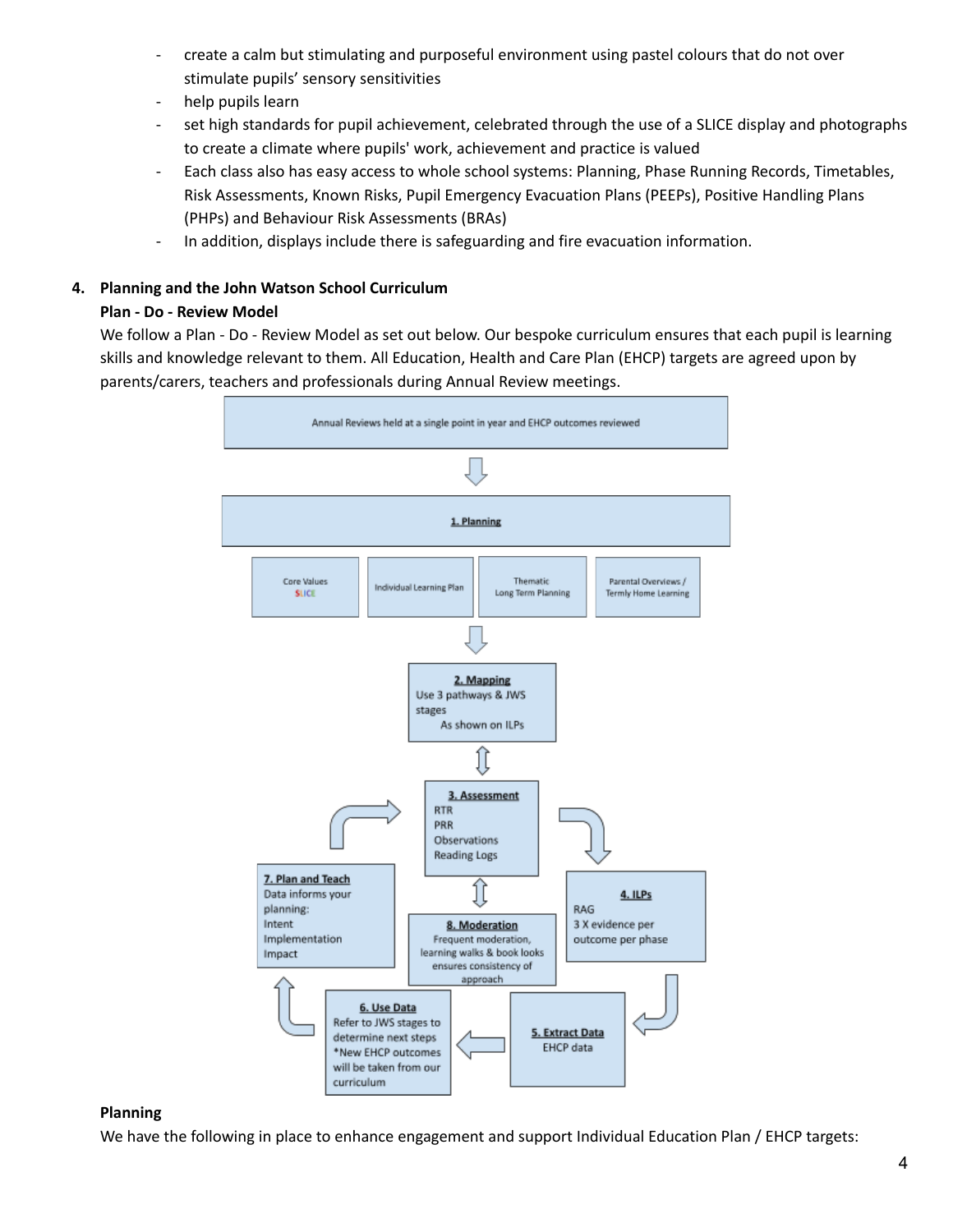- create a calm but stimulating and purposeful environment using pastel colours that do not over stimulate pupils' sensory sensitivities
- help pupils learn
- set high standards for pupil achievement, celebrated through the use of a SLICE display and photographs to create a climate where pupils' work, achievement and practice is valued
- Each class also has easy access to whole school systems: Planning, Phase Running Records, Timetables, Risk Assessments, Known Risks, Pupil Emergency Evacuation Plans (PEEPs), Positive Handling Plans (PHPs) and Behaviour Risk Assessments (BRAs)
- In addition, displays include there is safeguarding and fire evacuation information.

## 4. Planning and the John Watson School Curriculum

**Plan - Do - Review Model**

We follow a Plan - Do - Review Model as set out below. Our bespoke curriculum ensures that each pupil is learning skills and knowledge relevant to them. All Education, Health and Care Plan (EHCP) targets are agreed upon by parents/carers, teachers and professionals during Annual Review meetings.

Annual Reviews held at a single point in year and EHCP outcomes reviewed

**1. Planning**

- Core Values SLICE
- Individual Learning Plan
- Thematic Long Term Planning
- Parental Overviews / Termly Home Learning

**2. Mapping**
Use 3 pathways & JWS stages
As shown on ILPs

**3. Assessment**
RTR
PRR
Observations
Reading Logs

**4. ILPs**
RAG
3 X evidence per outcome per phase

**5. Extract Data**
EHCP data

**6. Use Data**
Refer to JWS stages to determine next steps
*New EHCP outcomes will be taken from our curriculum

**7. Plan and Teach**
Data informs your planning:
Intent
Implementation
Impact

**8. Moderation**
Frequent moderation, learning walks & book looks ensures consistency of approach

**Planning**

We have the following in place to enhance engagement and support Individual Education Plan / EHCP targets: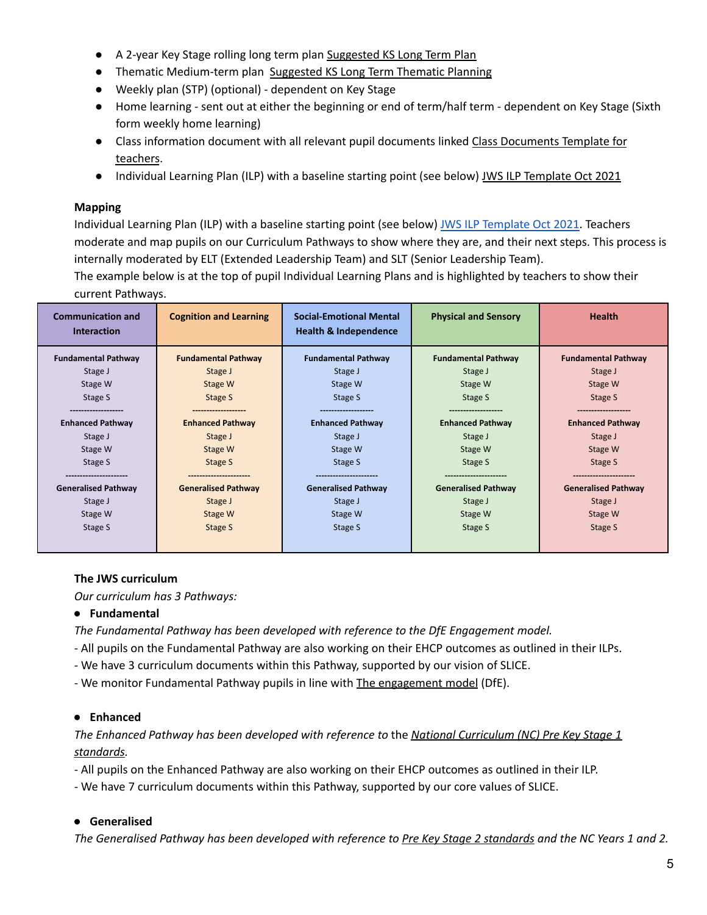- A 2-year Key Stage rolling long term plan Suggested KS Long Term Plan
- Thematic Medium-term plan  Suggested KS Long Term Thematic Planning
- Weekly plan (STP) (optional) - dependent on Key Stage
- Home learning - sent out at either the beginning or end of term/half term - dependent on Key Stage (Sixth form weekly home learning)
- Class information document with all relevant pupil documents linked Class Documents Template for teachers.
- Individual Learning Plan (ILP) with a baseline starting point (see below) JWS ILP Template Oct 2021

**Mapping**

Individual Learning Plan (ILP) with a baseline starting point (see below) JWS ILP Template Oct 2021. Teachers moderate and map pupils on our Curriculum Pathways to show where they are, and their next steps. This process is internally moderated by ELT (Extended Leadership Team) and SLT (Senior Leadership Team).

The example below is at the top of pupil Individual Learning Plans and is highlighted by teachers to show their current Pathways.

| **Communication and Interaction** | **Cognition and Learning** | **Social-Emotional Mental Health & Independence** | **Physical and Sensory** | **Health** |
|---|---|---|---|---|
| **Fundamental Pathway**<br>Stage J<br>Stage W<br>Stage S<br>------------------<br>**Enhanced Pathway**<br>Stage J<br>Stage W<br>Stage S<br>---------------------<br>**Generalised Pathway**<br>Stage J<br>Stage W<br>Stage S | **Fundamental Pathway**<br>Stage J<br>Stage W<br>Stage S<br>------------------<br>**Enhanced Pathway**<br>Stage J<br>Stage W<br>Stage S<br>---------------------<br>**Generalised Pathway**<br>Stage J<br>Stage W<br>Stage S | **Fundamental Pathway**<br>Stage J<br>Stage W<br>Stage S<br>------------------<br>**Enhanced Pathway**<br>Stage J<br>Stage W<br>Stage S<br>---------------------<br>**Generalised Pathway**<br>Stage J<br>Stage W<br>Stage S | **Fundamental Pathway**<br>Stage J<br>Stage W<br>Stage S<br>------------------<br>**Enhanced Pathway**<br>Stage J<br>Stage W<br>Stage S<br>---------------------<br>**Generalised Pathway**<br>Stage J<br>Stage W<br>Stage S | **Fundamental Pathway**<br>Stage J<br>Stage W<br>Stage S<br>------------------<br>**Enhanced Pathway**<br>Stage J<br>Stage W<br>Stage S<br>---------------------<br>**Generalised Pathway**<br>Stage J<br>Stage W<br>Stage S |

**The JWS curriculum**

*Our curriculum has 3 Pathways:*

- **Fundamental**

*The Fundamental Pathway has been developed with reference to the DfE Engagement model.*

- All pupils on the Fundamental Pathway are also working on their EHCP outcomes as outlined in their ILPs.
- We have 3 curriculum documents within this Pathway, supported by our vision of SLICE.
- We monitor Fundamental Pathway pupils in line with The engagement model (DfE).

- **Enhanced**

*The Enhanced Pathway has been developed with reference to* the *National Curriculum (NC) Pre Key Stage 1 standards.*

- All pupils on the Enhanced Pathway are also working on their EHCP outcomes as outlined in their ILP.
- We have 7 curriculum documents within this Pathway, supported by our core values of SLICE.

- **Generalised**

*The Generalised Pathway has been developed with reference to Pre Key Stage 2 standards and the NC Years 1 and 2.*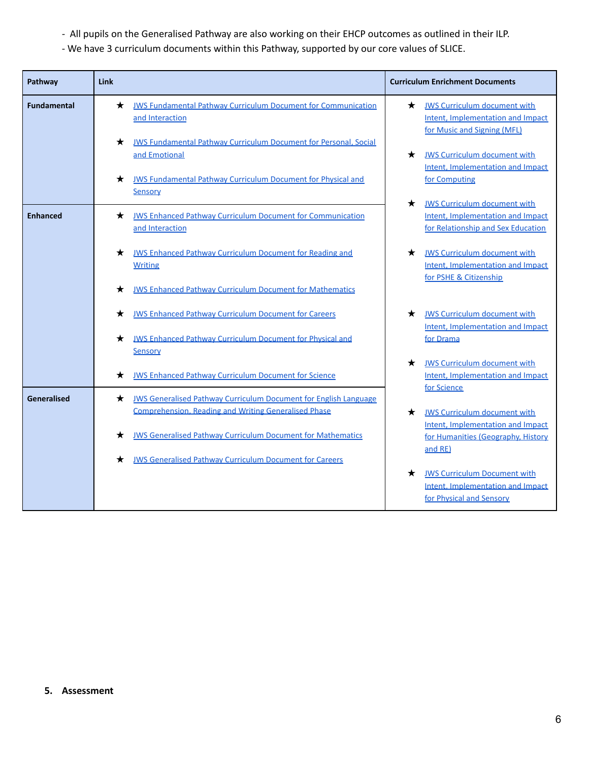- All pupils on the Generalised Pathway are also working on their EHCP outcomes as outlined in their ILP.
- We have 3 curriculum documents within this Pathway, supported by our core values of SLICE.

| Pathway | Link | Curriculum Enrichment Documents |
|---|---|---|
| **Fundamental** | ★ JWS Fundamental Pathway Curriculum Document for Communication and Interaction<br>★ JWS Fundamental Pathway Curriculum Document for Personal, Social and Emotional<br>★ JWS Fundamental Pathway Curriculum Document for Physical and Sensory | ★ JWS Curriculum document with Intent, Implementation and Impact for Music and Signing (MFL)<br>★ JWS Curriculum document with Intent, Implementation and Impact for Computing<br>★ JWS Curriculum document with Intent, Implementation and Impact for Relationship and Sex Education<br>★ JWS Curriculum document with Intent, Implementation and Impact for PSHE & Citizenship<br>★ JWS Curriculum document with Intent, Implementation and Impact for Drama<br>★ JWS Curriculum document with Intent, Implementation and Impact for Science<br>★ JWS Curriculum document with Intent, Implementation and Impact for Humanities (Geography, History and RE)<br>★ JWS Curriculum Document with Intent, Implementation and Impact for Physical and Sensory |
| **Enhanced** | ★ JWS Enhanced Pathway Curriculum Document for Communication and Interaction<br>★ JWS Enhanced Pathway Curriculum Document for Reading and Writing<br>★ JWS Enhanced Pathway Curriculum Document for Mathematics<br>★ JWS Enhanced Pathway Curriculum Document for Careers<br>★ JWS Enhanced Pathway Curriculum Document for Physical and Sensory<br>★ JWS Enhanced Pathway Curriculum Document for Science | |
| **Generalised** | ★ JWS Generalised Pathway Curriculum Document for English Language Comprehension, Reading and Writing Generalised Phase<br>★ JWS Generalised Pathway Curriculum Document for Mathematics<br>★ JWS Generalised Pathway Curriculum Document for Careers | |

## 5. Assessment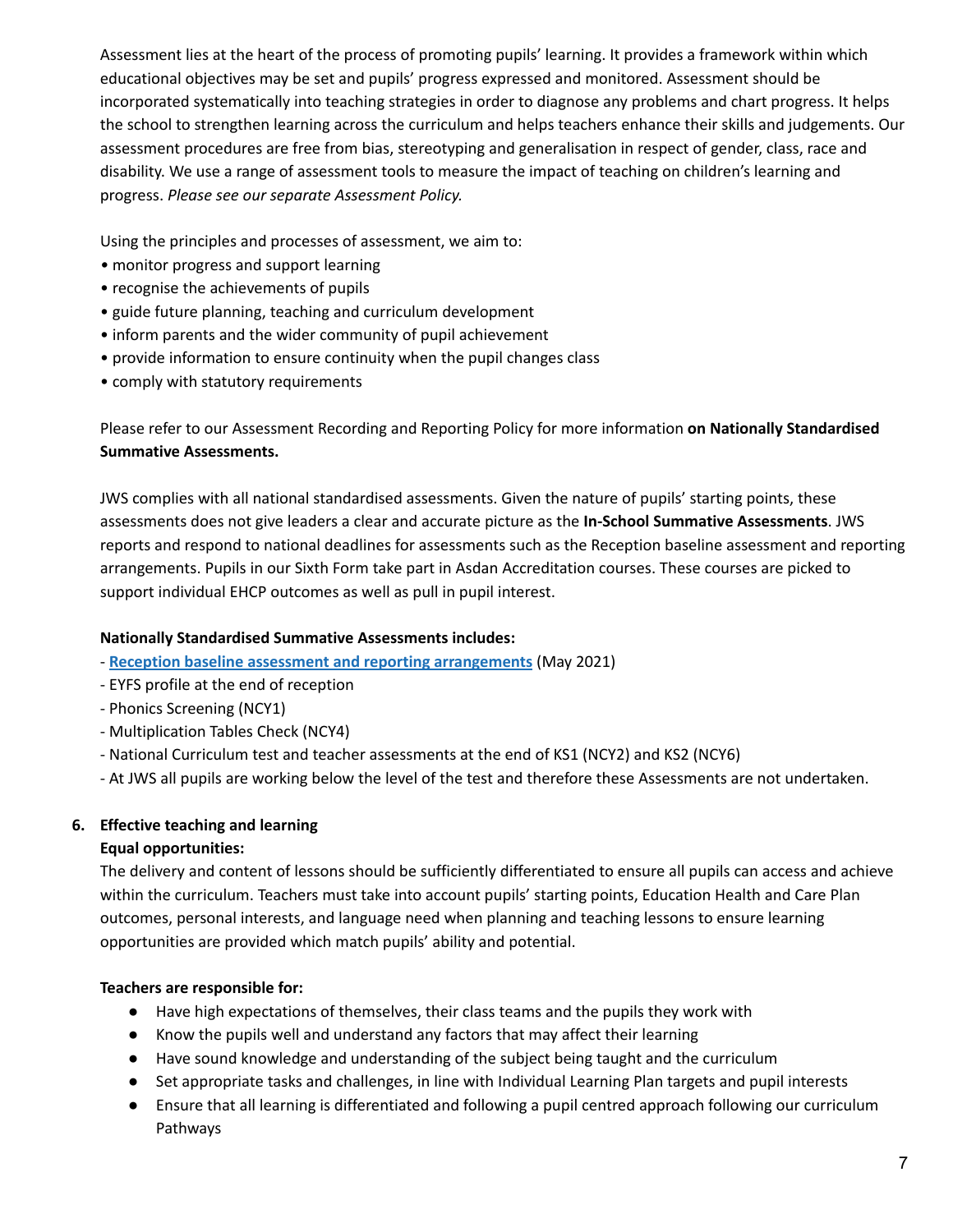Assessment lies at the heart of the process of promoting pupils' learning. It provides a framework within which educational objectives may be set and pupils' progress expressed and monitored. Assessment should be incorporated systematically into teaching strategies in order to diagnose any problems and chart progress. It helps the school to strengthen learning across the curriculum and helps teachers enhance their skills and judgements. Our assessment procedures are free from bias, stereotyping and generalisation in respect of gender, class, race and disability. We use a range of assessment tools to measure the impact of teaching on children's learning and progress. *Please see our separate Assessment Policy.*

Using the principles and processes of assessment, we aim to:
• monitor progress and support learning
• recognise the achievements of pupils
• guide future planning, teaching and curriculum development
• inform parents and the wider community of pupil achievement
• provide information to ensure continuity when the pupil changes class
• comply with statutory requirements

Please refer to our Assessment Recording and Reporting Policy for more information **on Nationally Standardised Summative Assessments.**

JWS complies with all national standardised assessments. Given the nature of pupils' starting points, these assessments does not give leaders a clear and accurate picture as the **In-School Summative Assessments**. JWS reports and respond to national deadlines for assessments such as the Reception baseline assessment and reporting arrangements. Pupils in our Sixth Form take part in Asdan Accreditation courses. These courses are picked to support individual EHCP outcomes as well as pull in pupil interest.

**Nationally Standardised Summative Assessments includes:**
- **Reception baseline assessment and reporting arrangements** (May 2021)
- EYFS profile at the end of reception
- Phonics Screening (NCY1)
- Multiplication Tables Check (NCY4)
- National Curriculum test and teacher assessments at the end of KS1 (NCY2) and KS2 (NCY6)
- At JWS all pupils are working below the level of the test and therefore these Assessments are not undertaken.

## 6. Effective teaching and learning

**Equal opportunities:**

The delivery and content of lessons should be sufficiently differentiated to ensure all pupils can access and achieve within the curriculum. Teachers must take into account pupils' starting points, Education Health and Care Plan outcomes, personal interests, and language need when planning and teaching lessons to ensure learning opportunities are provided which match pupils' ability and potential.

**Teachers are responsible for:**

- Have high expectations of themselves, their class teams and the pupils they work with
- Know the pupils well and understand any factors that may affect their learning
- Have sound knowledge and understanding of the subject being taught and the curriculum
- Set appropriate tasks and challenges, in line with Individual Learning Plan targets and pupil interests
- Ensure that all learning is differentiated and following a pupil centred approach following our curriculum Pathways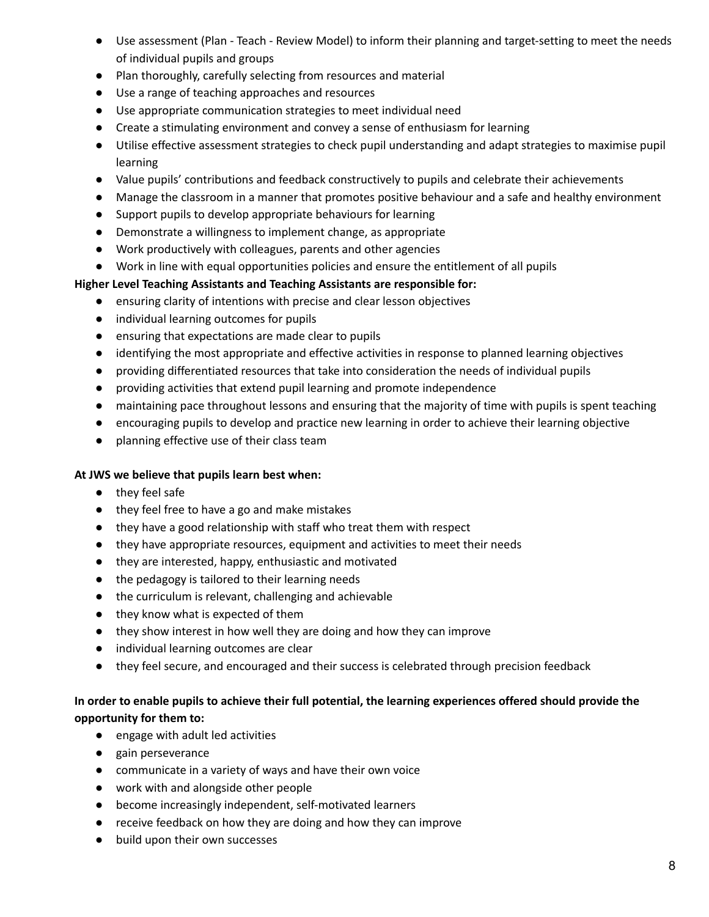- Use assessment (Plan - Teach - Review Model) to inform their planning and target-setting to meet the needs of individual pupils and groups
- Plan thoroughly, carefully selecting from resources and material
- Use a range of teaching approaches and resources
- Use appropriate communication strategies to meet individual need
- Create a stimulating environment and convey a sense of enthusiasm for learning
- Utilise effective assessment strategies to check pupil understanding and adapt strategies to maximise pupil learning
- Value pupils' contributions and feedback constructively to pupils and celebrate their achievements
- Manage the classroom in a manner that promotes positive behaviour and a safe and healthy environment
- Support pupils to develop appropriate behaviours for learning
- Demonstrate a willingness to implement change, as appropriate
- Work productively with colleagues, parents and other agencies
- Work in line with equal opportunities policies and ensure the entitlement of all pupils

**Higher Level Teaching Assistants and Teaching Assistants are responsible for:**

- ensuring clarity of intentions with precise and clear lesson objectives
- individual learning outcomes for pupils
- ensuring that expectations are made clear to pupils
- identifying the most appropriate and effective activities in response to planned learning objectives
- providing differentiated resources that take into consideration the needs of individual pupils
- providing activities that extend pupil learning and promote independence
- maintaining pace throughout lessons and ensuring that the majority of time with pupils is spent teaching
- encouraging pupils to develop and practice new learning in order to achieve their learning objective
- planning effective use of their class team

**At JWS we believe that pupils learn best when:**

- they feel safe
- they feel free to have a go and make mistakes
- they have a good relationship with staff who treat them with respect
- they have appropriate resources, equipment and activities to meet their needs
- they are interested, happy, enthusiastic and motivated
- the pedagogy is tailored to their learning needs
- the curriculum is relevant, challenging and achievable
- they know what is expected of them
- they show interest in how well they are doing and how they can improve
- individual learning outcomes are clear
- they feel secure, and encouraged and their success is celebrated through precision feedback

**In order to enable pupils to achieve their full potential, the learning experiences offered should provide the opportunity for them to:**

- engage with adult led activities
- gain perseverance
- communicate in a variety of ways and have their own voice
- work with and alongside other people
- become increasingly independent, self-motivated learners
- receive feedback on how they are doing and how they can improve
- build upon their own successes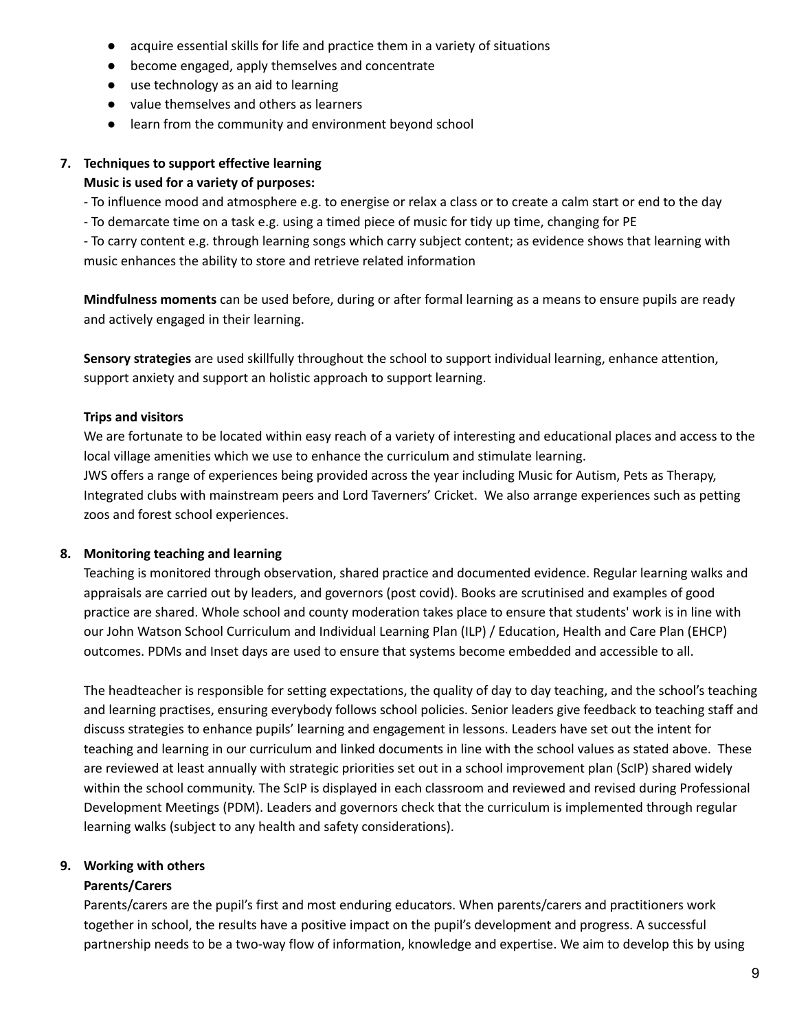- acquire essential skills for life and practice them in a variety of situations
- become engaged, apply themselves and concentrate
- use technology as an aid to learning
- value themselves and others as learners
- learn from the community and environment beyond school

7. **Techniques to support effective learning**

**Music is used for a variety of purposes:**

- To influence mood and atmosphere e.g. to energise or relax a class or to create a calm start or end to the day
- To demarcate time on a task e.g. using a timed piece of music for tidy up time, changing for PE
- To carry content e.g. through learning songs which carry subject content; as evidence shows that learning with music enhances the ability to store and retrieve related information

**Mindfulness moments** can be used before, during or after formal learning as a means to ensure pupils are ready and actively engaged in their learning.

**Sensory strategies** are used skillfully throughout the school to support individual learning, enhance attention, support anxiety and support an holistic approach to support learning.

**Trips and visitors**

We are fortunate to be located within easy reach of a variety of interesting and educational places and access to the local village amenities which we use to enhance the curriculum and stimulate learning.
JWS offers a range of experiences being provided across the year including Music for Autism, Pets as Therapy, Integrated clubs with mainstream peers and Lord Taverners' Cricket. We also arrange experiences such as petting zoos and forest school experiences.

8. **Monitoring teaching and learning**

Teaching is monitored through observation, shared practice and documented evidence. Regular learning walks and appraisals are carried out by leaders, and governors (post covid). Books are scrutinised and examples of good practice are shared. Whole school and county moderation takes place to ensure that students' work is in line with our John Watson School Curriculum and Individual Learning Plan (ILP) / Education, Health and Care Plan (EHCP) outcomes. PDMs and Inset days are used to ensure that systems become embedded and accessible to all.

The headteacher is responsible for setting expectations, the quality of day to day teaching, and the school's teaching and learning practises, ensuring everybody follows school policies. Senior leaders give feedback to teaching staff and discuss strategies to enhance pupils' learning and engagement in lessons. Leaders have set out the intent for teaching and learning in our curriculum and linked documents in line with the school values as stated above. These are reviewed at least annually with strategic priorities set out in a school improvement plan (ScIP) shared widely within the school community. The ScIP is displayed in each classroom and reviewed and revised during Professional Development Meetings (PDM). Leaders and governors check that the curriculum is implemented through regular learning walks (subject to any health and safety considerations).

9. **Working with others**

**Parents/Carers**

Parents/carers are the pupil's first and most enduring educators. When parents/carers and practitioners work together in school, the results have a positive impact on the pupil's development and progress. A successful partnership needs to be a two-way flow of information, knowledge and expertise. We aim to develop this by using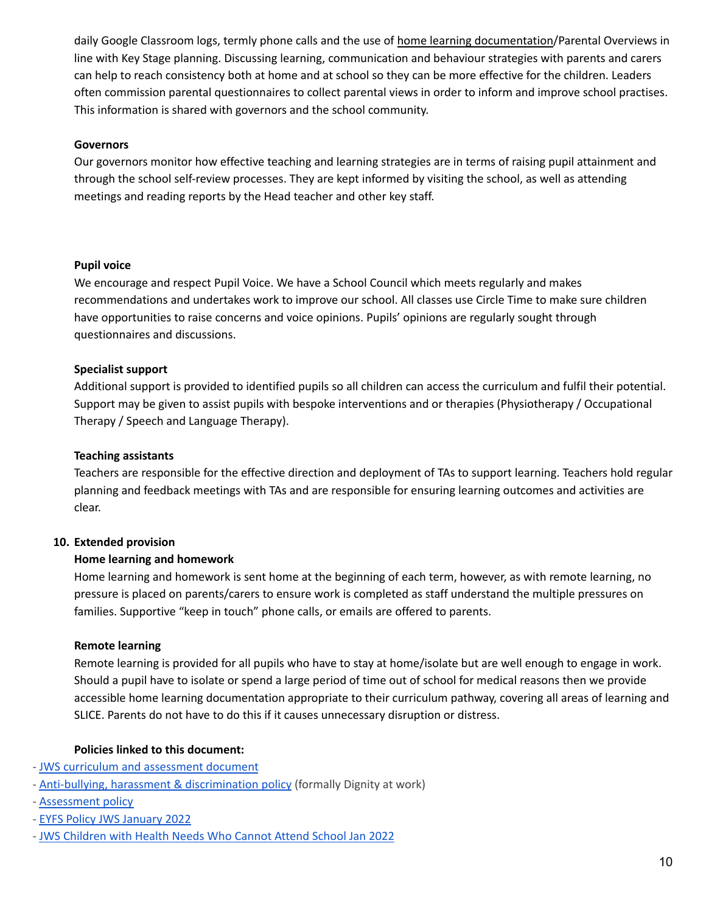daily Google Classroom logs, termly phone calls and the use of home learning documentation/Parental Overviews in line with Key Stage planning. Discussing learning, communication and behaviour strategies with parents and carers can help to reach consistency both at home and at school so they can be more effective for the children. Leaders often commission parental questionnaires to collect parental views in order to inform and improve school practises. This information is shared with governors and the school community.

**Governors**

Our governors monitor how effective teaching and learning strategies are in terms of raising pupil attainment and through the school self-review processes. They are kept informed by visiting the school, as well as attending meetings and reading reports by the Head teacher and other key staff.

**Pupil voice**

We encourage and respect Pupil Voice. We have a School Council which meets regularly and makes recommendations and undertakes work to improve our school. All classes use Circle Time to make sure children have opportunities to raise concerns and voice opinions. Pupils' opinions are regularly sought through questionnaires and discussions.

**Specialist support**

Additional support is provided to identified pupils so all children can access the curriculum and fulfil their potential. Support may be given to assist pupils with bespoke interventions and or therapies (Physiotherapy / Occupational Therapy / Speech and Language Therapy).

**Teaching assistants**

Teachers are responsible for the effective direction and deployment of TAs to support learning. Teachers hold regular planning and feedback meetings with TAs and are responsible for ensuring learning outcomes and activities are clear.

**10. Extended provision**

**Home learning and homework**

Home learning and homework is sent home at the beginning of each term, however, as with remote learning, no pressure is placed on parents/carers to ensure work is completed as staff understand the multiple pressures on families. Supportive "keep in touch" phone calls, or emails are offered to parents.

**Remote learning**

Remote learning is provided for all pupils who have to stay at home/isolate but are well enough to engage in work. Should a pupil have to isolate or spend a large period of time out of school for medical reasons then we provide accessible home learning documentation appropriate to their curriculum pathway, covering all areas of learning and SLICE. Parents do not have to do this if it causes unnecessary disruption or distress.

**Policies linked to this document:**

- JWS curriculum and assessment document
- Anti-bullying, harassment & discrimination policy (formally Dignity at work)
- Assessment policy
- EYFS Policy JWS January 2022
- JWS Children with Health Needs Who Cannot Attend School Jan 2022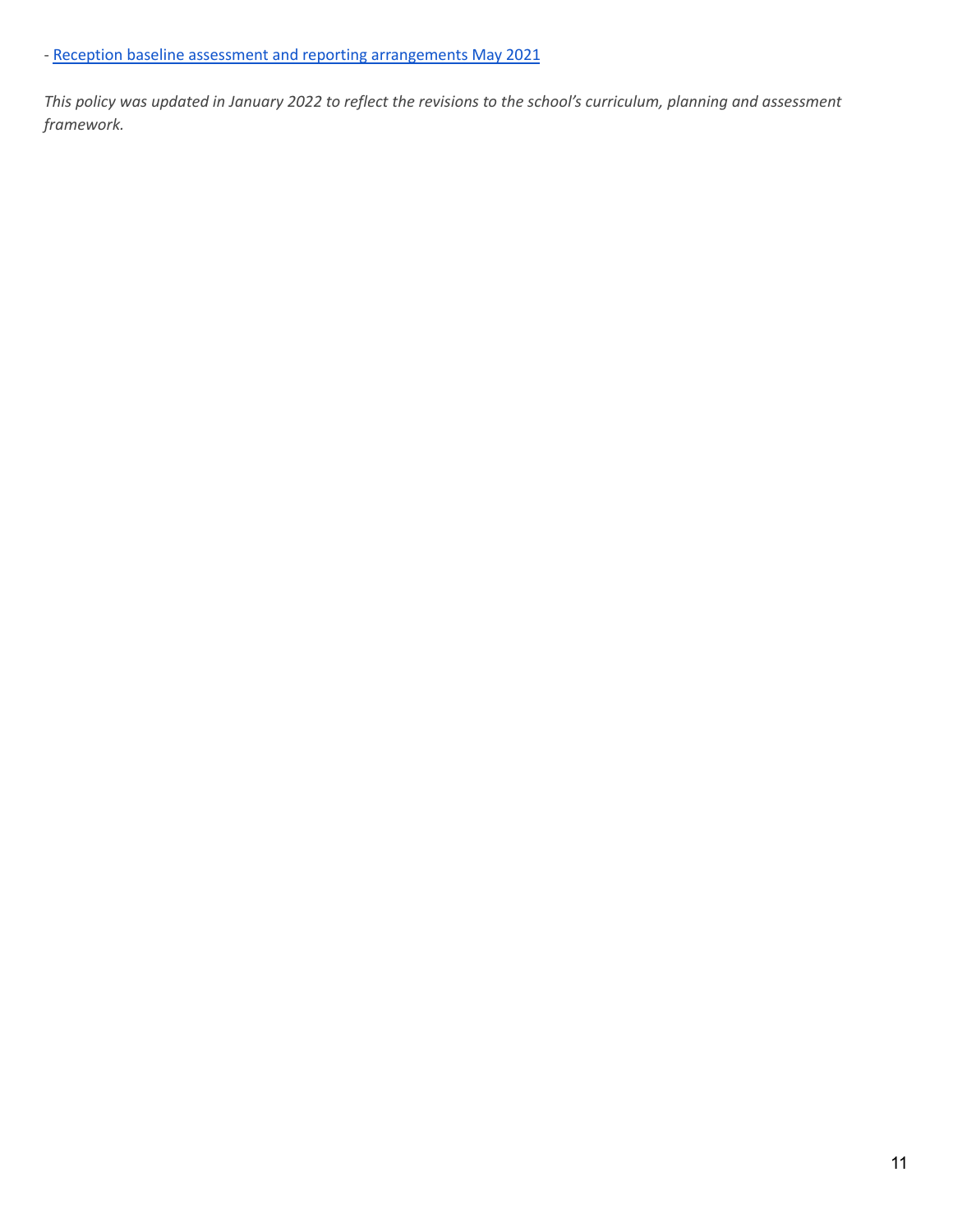- [Reception baseline assessment and reporting arrangements May 2021]

*This policy was updated in January 2022 to reflect the revisions to the school's curriculum, planning and assessment framework.*